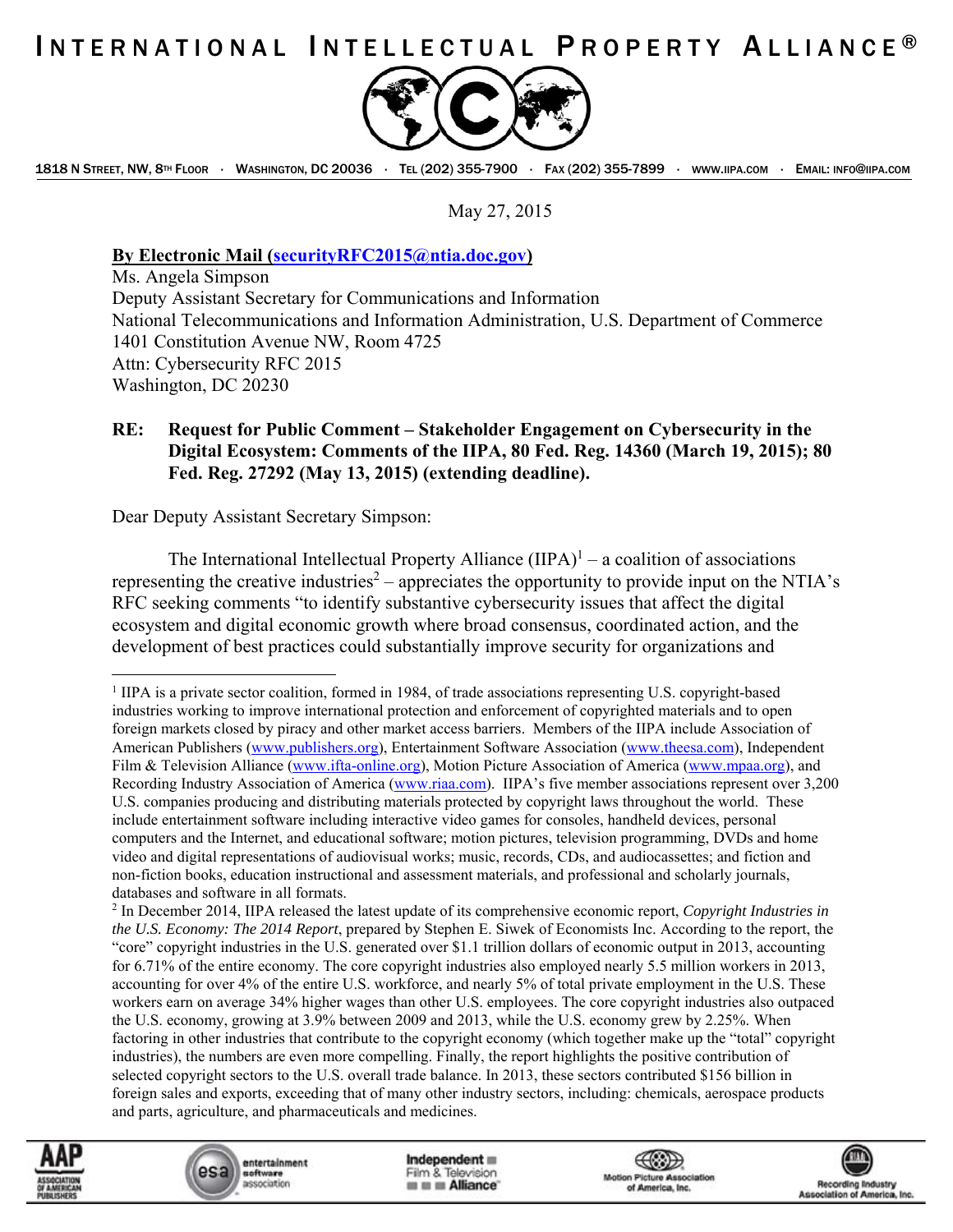# INTERNATIONAL INTELLECTUAL PROPERTY ALLIANCE®

1818 N STREET, NW, 8TH FLOOR · WASHINGTON, DC 20036 · TEL (202) 355-7900 · FAX (202) 355-7899 · WWW.IIPA.COM · EMAIL: INFO@IIPA.COM

May 27, 2015

**By Electronic Mail (securityRFC2015@ntia.doc.gov)**
Ms. Angela Simpson
Deputy Assistant Secretary for Communications and Information
National Telecommunications and Information Administration, U.S. Department of Commerce
1401 Constitution Avenue NW, Room 4725
Attn: Cybersecurity RFC 2015
Washington, DC 20230

**RE: Request for Public Comment – Stakeholder Engagement on Cybersecurity in the Digital Ecosystem: Comments of the IIPA, 80 Fed. Reg. 14360 (March 19, 2015); 80 Fed. Reg. 27292 (May 13, 2015) (extending deadline).**

Dear Deputy Assistant Secretary Simpson:

The International Intellectual Property Alliance (IIPA)[1] – a coalition of associations representing the creative industries[2] – appreciates the opportunity to provide input on the NTIA's RFC seeking comments "to identify substantive cybersecurity issues that affect the digital ecosystem and digital economic growth where broad consensus, coordinated action, and the development of best practices could substantially improve security for organizations and

---

[1] IIPA is a private sector coalition, formed in 1984, of trade associations representing U.S. copyright-based industries working to improve international protection and enforcement of copyrighted materials and to open foreign markets closed by piracy and other market access barriers. Members of the IIPA include Association of American Publishers (www.publishers.org), Entertainment Software Association (www.theesa.com), Independent Film & Television Alliance (www.ifta-online.org), Motion Picture Association of America (www.mpaa.org), and Recording Industry Association of America (www.riaa.com). IIPA's five member associations represent over 3,200 U.S. companies producing and distributing materials protected by copyright laws throughout the world. These include entertainment software including interactive video games for consoles, handheld devices, personal computers and the Internet, and educational software; motion pictures, television programming, DVDs and home video and digital representations of audiovisual works; music, records, CDs, and audiocassettes; and fiction and non-fiction books, education instructional and assessment materials, and professional and scholarly journals, databases and software in all formats.

[2] In December 2014, IIPA released the latest update of its comprehensive economic report, *Copyright Industries in the U.S. Economy: The 2014 Report*, prepared by Stephen E. Siwek of Economists Inc. According to the report, the "core" copyright industries in the U.S. generated over $1.1 trillion dollars of economic output in 2013, accounting for 6.71% of the entire economy. The core copyright industries also employed nearly 5.5 million workers in 2013, accounting for over 4% of the entire U.S. workforce, and nearly 5% of total private employment in the U.S. These workers earn on average 34% higher wages than other U.S. employees. The core copyright industries also outpaced the U.S. economy, growing at 3.9% between 2009 and 2013, while the U.S. economy grew by 2.25%. When factoring in other industries that contribute to the copyright economy (which together make up the "total" copyright industries), the numbers are even more compelling. Finally, the report highlights the positive contribution of selected copyright sectors to the U.S. overall trade balance. In 2013, these sectors contributed $156 billion in foreign sales and exports, exceeding that of many other industry sectors, including: chemicals, aerospace products and parts, agriculture, and pharmaceuticals and medicines.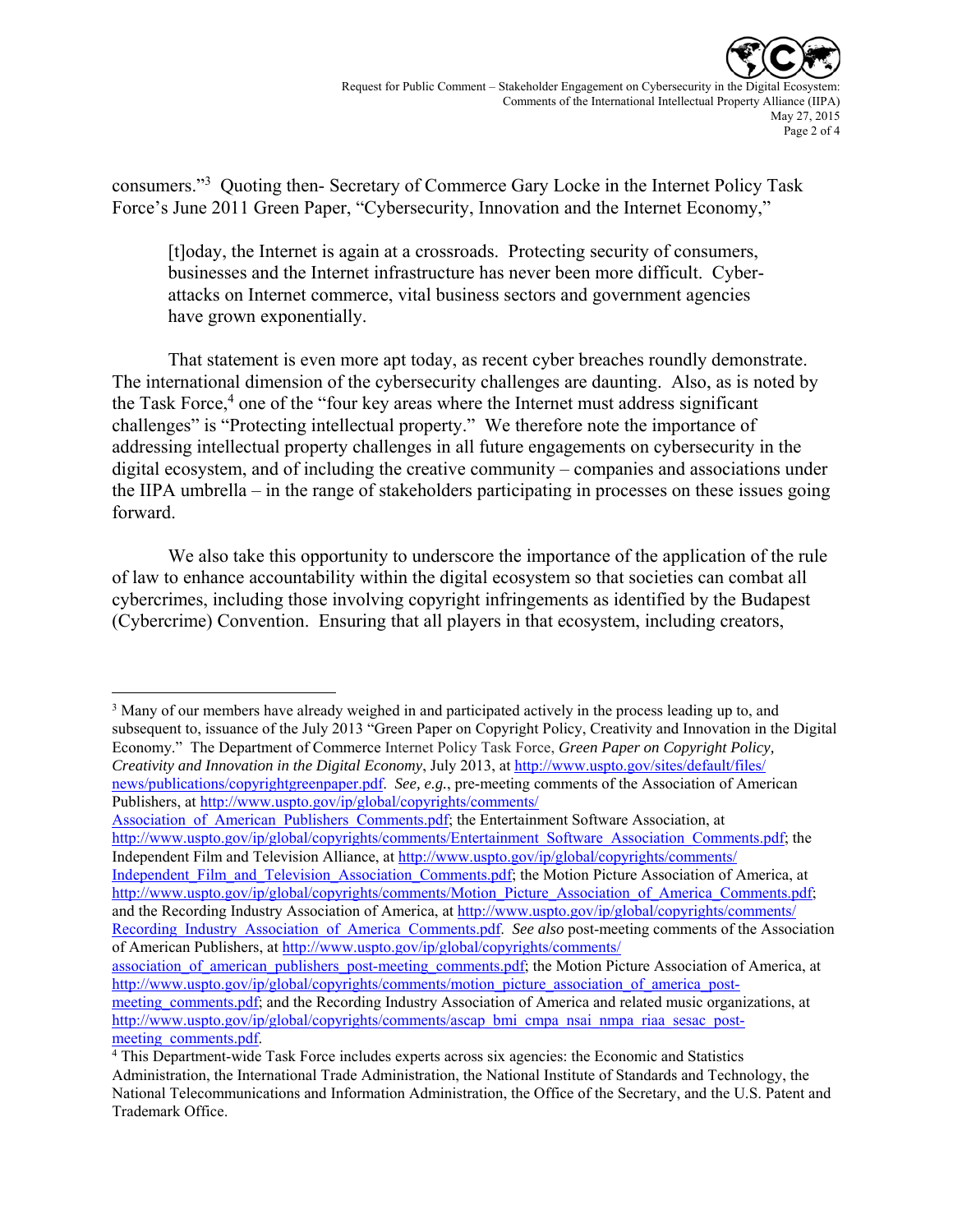consumers."[3] Quoting then- Secretary of Commerce Gary Locke in the Internet Policy Task Force's June 2011 Green Paper, "Cybersecurity, Innovation and the Internet Economy,"

> [t]oday, the Internet is again at a crossroads. Protecting security of consumers, businesses and the Internet infrastructure has never been more difficult. Cyber-attacks on Internet commerce, vital business sectors and government agencies have grown exponentially.

That statement is even more apt today, as recent cyber breaches roundly demonstrate. The international dimension of the cybersecurity challenges are daunting. Also, as is noted by the Task Force,[4] one of the "four key areas where the Internet must address significant challenges" is "Protecting intellectual property." We therefore note the importance of addressing intellectual property challenges in all future engagements on cybersecurity in the digital ecosystem, and of including the creative community – companies and associations under the IIPA umbrella – in the range of stakeholders participating in processes on these issues going forward.

We also take this opportunity to underscore the importance of the application of the rule of law to enhance accountability within the digital ecosystem so that societies can combat all cybercrimes, including those involving copyright infringements as identified by the Budapest (Cybercrime) Convention. Ensuring that all players in that ecosystem, including creators,

---

[3] Many of our members have already weighed in and participated actively in the process leading up to, and subsequent to, issuance of the July 2013 "Green Paper on Copyright Policy, Creativity and Innovation in the Digital Economy." The Department of Commerce Internet Policy Task Force, *Green Paper on Copyright Policy, Creativity and Innovation in the Digital Economy*, July 2013, at http://www.uspto.gov/sites/default/files/news/publications/copyrightgreenpaper.pdf. *See, e.g.*, pre-meeting comments of the Association of American Publishers, at http://www.uspto.gov/ip/global/copyrights/comments/Association_of_American_Publishers_Comments.pdf; the Entertainment Software Association, at http://www.uspto.gov/ip/global/copyrights/comments/Entertainment_Software_Association_Comments.pdf; the Independent Film and Television Alliance, at http://www.uspto.gov/ip/global/copyrights/comments/Independent_Film_and_Television_Association_Comments.pdf; the Motion Picture Association of America, at http://www.uspto.gov/ip/global/copyrights/comments/Motion_Picture_Association_of_America_Comments.pdf; and the Recording Industry Association of America, at http://www.uspto.gov/ip/global/copyrights/comments/Recording_Industry_Association_of_America_Comments.pdf. *See also* post-meeting comments of the Association of American Publishers, at http://www.uspto.gov/ip/global/copyrights/comments/association_of_american_publishers_post-meeting_comments.pdf; the Motion Picture Association of America, at http://www.uspto.gov/ip/global/copyrights/comments/motion_picture_association_of_america_post-meeting_comments.pdf; and the Recording Industry Association of America and related music organizations, at http://www.uspto.gov/ip/global/copyrights/comments/ascap_bmi_cmpa_nsai_nmpa_riaa_sesac_post-meeting_comments.pdf.

[4] This Department-wide Task Force includes experts across six agencies: the Economic and Statistics Administration, the International Trade Administration, the National Institute of Standards and Technology, the National Telecommunications and Information Administration, the Office of the Secretary, and the U.S. Patent and Trademark Office.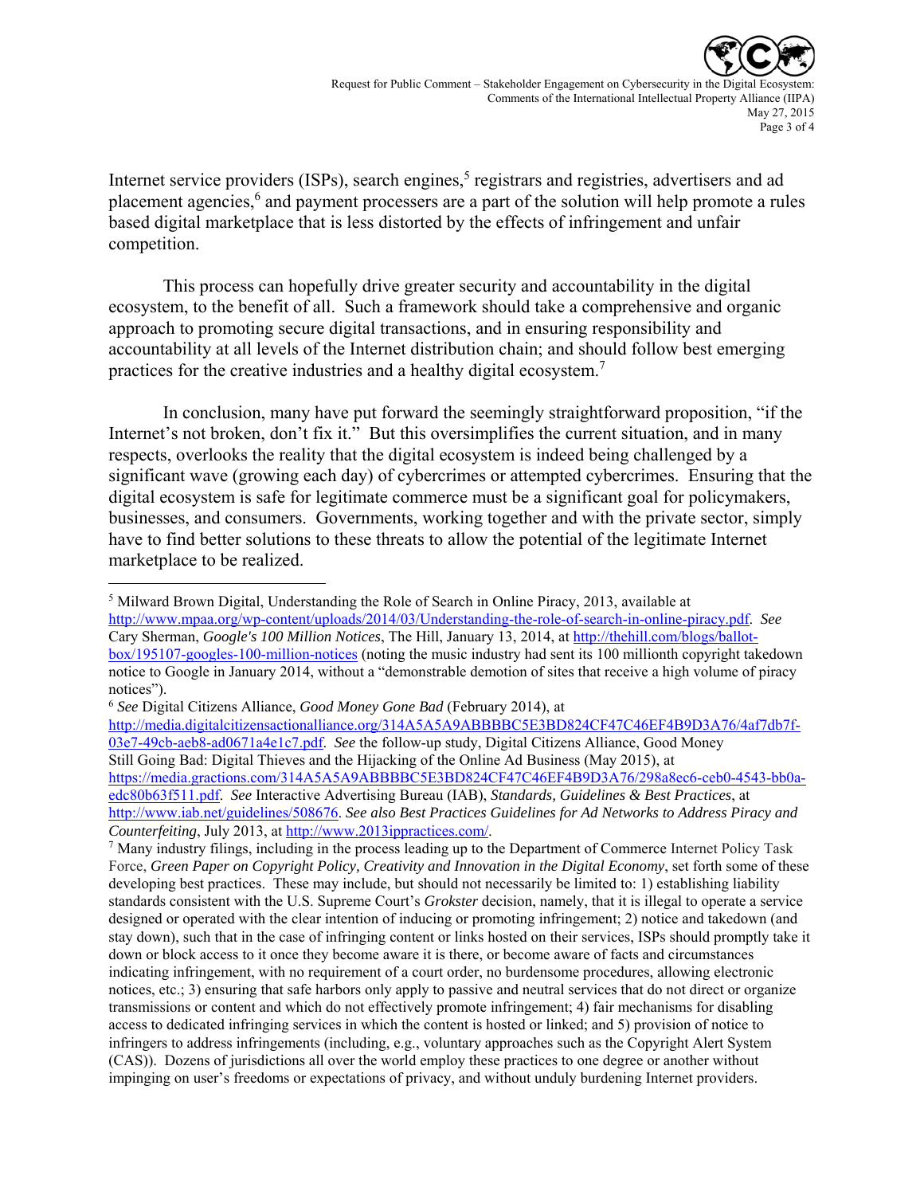Internet service providers (ISPs), search engines,[5] registrars and registries, advertisers and ad placement agencies,[6] and payment processers are a part of the solution will help promote a rules based digital marketplace that is less distorted by the effects of infringement and unfair competition.

This process can hopefully drive greater security and accountability in the digital ecosystem, to the benefit of all. Such a framework should take a comprehensive and organic approach to promoting secure digital transactions, and in ensuring responsibility and accountability at all levels of the Internet distribution chain; and should follow best emerging practices for the creative industries and a healthy digital ecosystem.[7]

In conclusion, many have put forward the seemingly straightforward proposition, "if the Internet's not broken, don't fix it." But this oversimplifies the current situation, and in many respects, overlooks the reality that the digital ecosystem is indeed being challenged by a significant wave (growing each day) of cybercrimes or attempted cybercrimes. Ensuring that the digital ecosystem is safe for legitimate commerce must be a significant goal for policymakers, businesses, and consumers. Governments, working together and with the private sector, simply have to find better solutions to these threats to allow the potential of the legitimate Internet marketplace to be realized.

---

[5] Milward Brown Digital, Understanding the Role of Search in Online Piracy, 2013, available at http://www.mpaa.org/wp-content/uploads/2014/03/Understanding-the-role-of-search-in-online-piracy.pdf. *See* Cary Sherman, *Google's 100 Million Notices*, The Hill, January 13, 2014, at http://thehill.com/blogs/ballot-box/195107-googles-100-million-notices (noting the music industry had sent its 100 millionth copyright takedown notice to Google in January 2014, without a "demonstrable demotion of sites that receive a high volume of piracy notices").

[6] *See* Digital Citizens Alliance, *Good Money Gone Bad* (February 2014), at http://media.digitalcitizensactionalliance.org/314A5A5A9ABBBBC5E3BD824CF47C46EF4B9D3A76/4af7db7f-03e7-49cb-aeb8-ad0671a4e1c7.pdf. *See* the follow-up study, Digital Citizens Alliance, Good Money Still Going Bad: Digital Thieves and the Hijacking of the Online Ad Business (May 2015), at https://media.gractions.com/314A5A5A9ABBBBC5E3BD824CF47C46EF4B9D3A76/298a8ec6-ceb0-4543-bb0a-edc80b63f511.pdf. *See* Interactive Advertising Bureau (IAB), *Standards, Guidelines & Best Practices*, at http://www.iab.net/guidelines/508676. *See also Best Practices Guidelines for Ad Networks to Address Piracy and Counterfeiting*, July 2013, at http://www.2013ippractices.com/.

[7] Many industry filings, including in the process leading up to the Department of Commerce Internet Policy Task Force, *Green Paper on Copyright Policy, Creativity and Innovation in the Digital Economy*, set forth some of these developing best practices. These may include, but should not necessarily be limited to: 1) establishing liability standards consistent with the U.S. Supreme Court's *Grokster* decision, namely, that it is illegal to operate a service designed or operated with the clear intention of inducing or promoting infringement; 2) notice and takedown (and stay down), such that in the case of infringing content or links hosted on their services, ISPs should promptly take it down or block access to it once they become aware it is there, or become aware of facts and circumstances indicating infringement, with no requirement of a court order, no burdensome procedures, allowing electronic notices, etc.; 3) ensuring that safe harbors only apply to passive and neutral services that do not direct or organize transmissions or content and which do not effectively promote infringement; 4) fair mechanisms for disabling access to dedicated infringing services in which the content is hosted or linked; and 5) provision of notice to infringers to address infringements (including, e.g., voluntary approaches such as the Copyright Alert System (CAS)). Dozens of jurisdictions all over the world employ these practices to one degree or another without impinging on user's freedoms or expectations of privacy, and without unduly burdening Internet providers.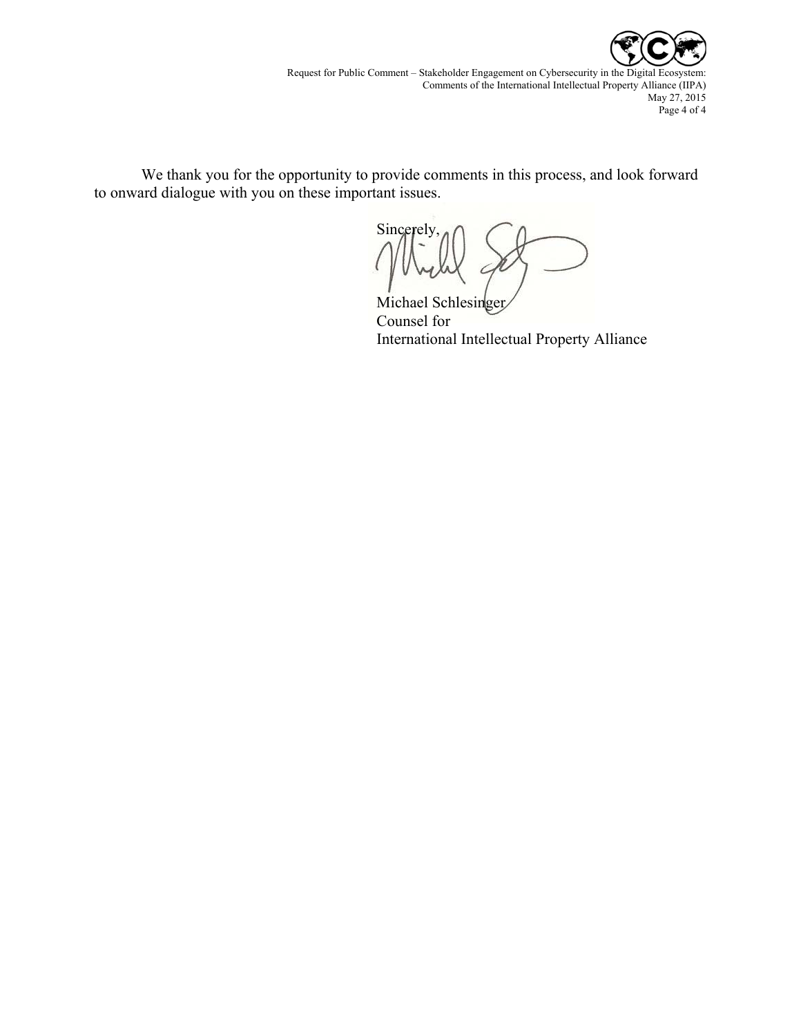We thank you for the opportunity to provide comments in this process, and look forward to onward dialogue with you on these important issues.

Sincerely,

Michael Schlesinger  
Counsel for  
International Intellectual Property Alliance